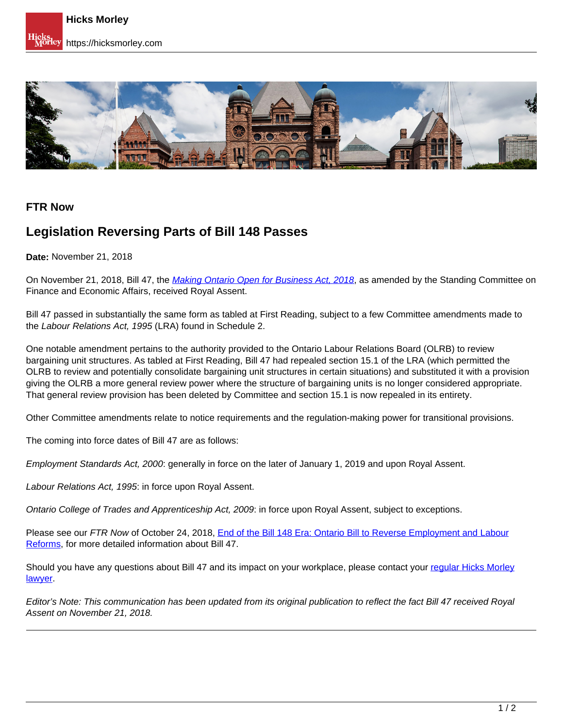**FTR Now**

## Legislation Reversing Parts of Bill 148 Passes

**Date:** November 21, 2018

On November 21, 2018, Bill 47, the *Making Ontario Open for Business Act, 2018*, as amended by the Standing Committee on Finance and Economic Affairs, received Royal Assent.

Bill 47 passed in substantially the same form as tabled at First Reading, subject to a few Committee amendments made to the *Labour Relations Act, 1995* (LRA) found in Schedule 2.

One notable amendment pertains to the authority provided to the Ontario Labour Relations Board (OLRB) to review bargaining unit structures. As tabled at First Reading, Bill 47 had repealed section 15.1 of the LRA (which permitted the OLRB to review and potentially consolidate bargaining unit structures in certain situations) and substituted it with a provision giving the OLRB a more general review power where the structure of bargaining units is no longer considered appropriate. That general review provision has been deleted by Committee and section 15.1 is now repealed in its entirety.

Other Committee amendments relate to notice requirements and the regulation-making power for transitional provisions.

The coming into force dates of Bill 47 are as follows:

*Employment Standards Act, 2000*: generally in force on the later of January 1, 2019 and upon Royal Assent.

*Labour Relations Act, 1995*: in force upon Royal Assent.

*Ontario College of Trades and Apprenticeship Act, 2009*: in force upon Royal Assent, subject to exceptions.

Please see our *FTR Now* of October 24, 2018, End of the Bill 148 Era: Ontario Bill to Reverse Employment and Labour Reforms, for more detailed information about Bill 47.

Should you have any questions about Bill 47 and its impact on your workplace, please contact your regular Hicks Morley lawyer.

*Editor's Note: This communication has been updated from its original publication to reflect the fact Bill 47 received Royal Assent on November 21, 2018.*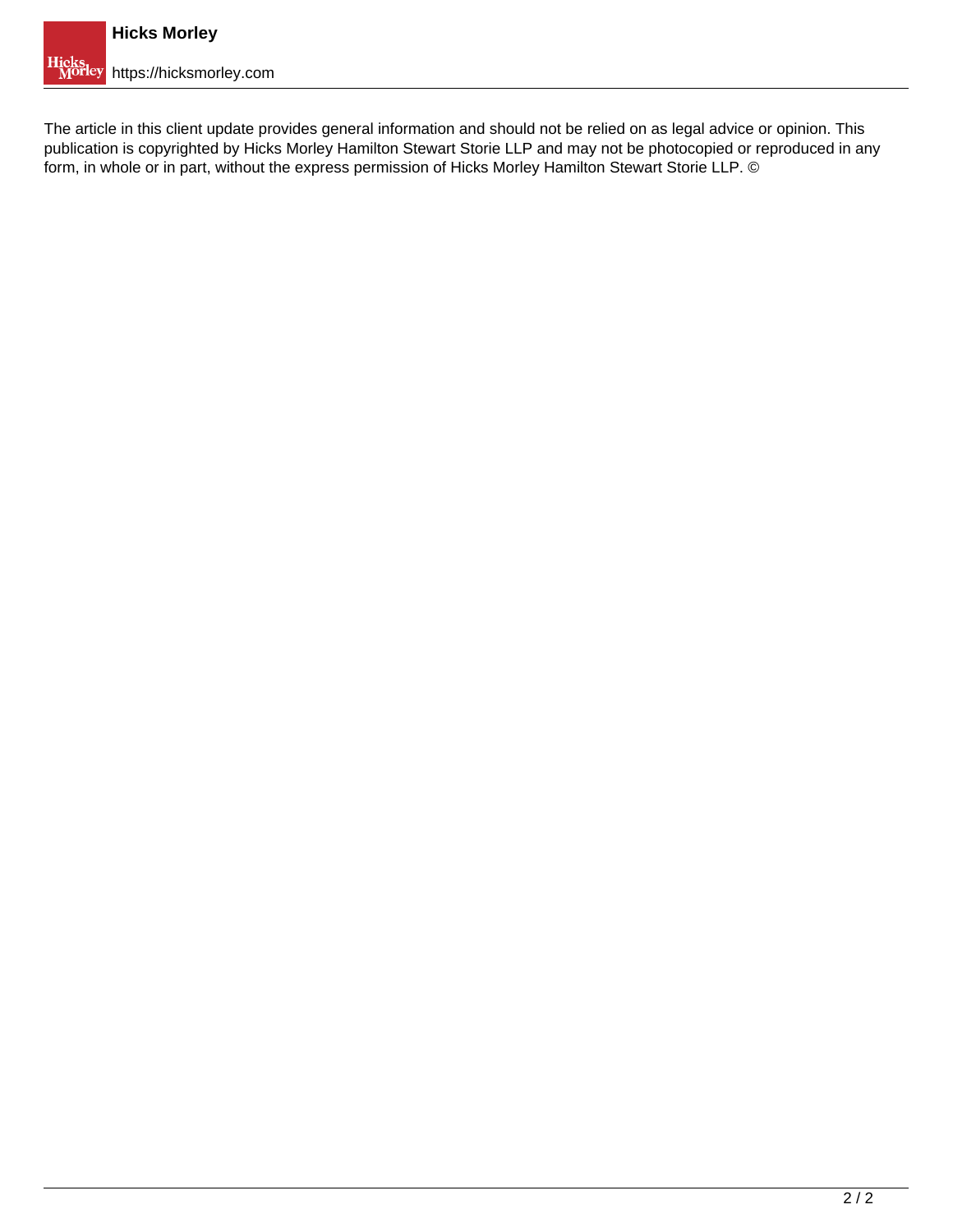The article in this client update provides general information and should not be relied on as legal advice or opinion. This publication is copyrighted by Hicks Morley Hamilton Stewart Storie LLP and may not be photocopied or reproduced in any form, in whole or in part, without the express permission of Hicks Morley Hamilton Stewart Storie LLP. ©